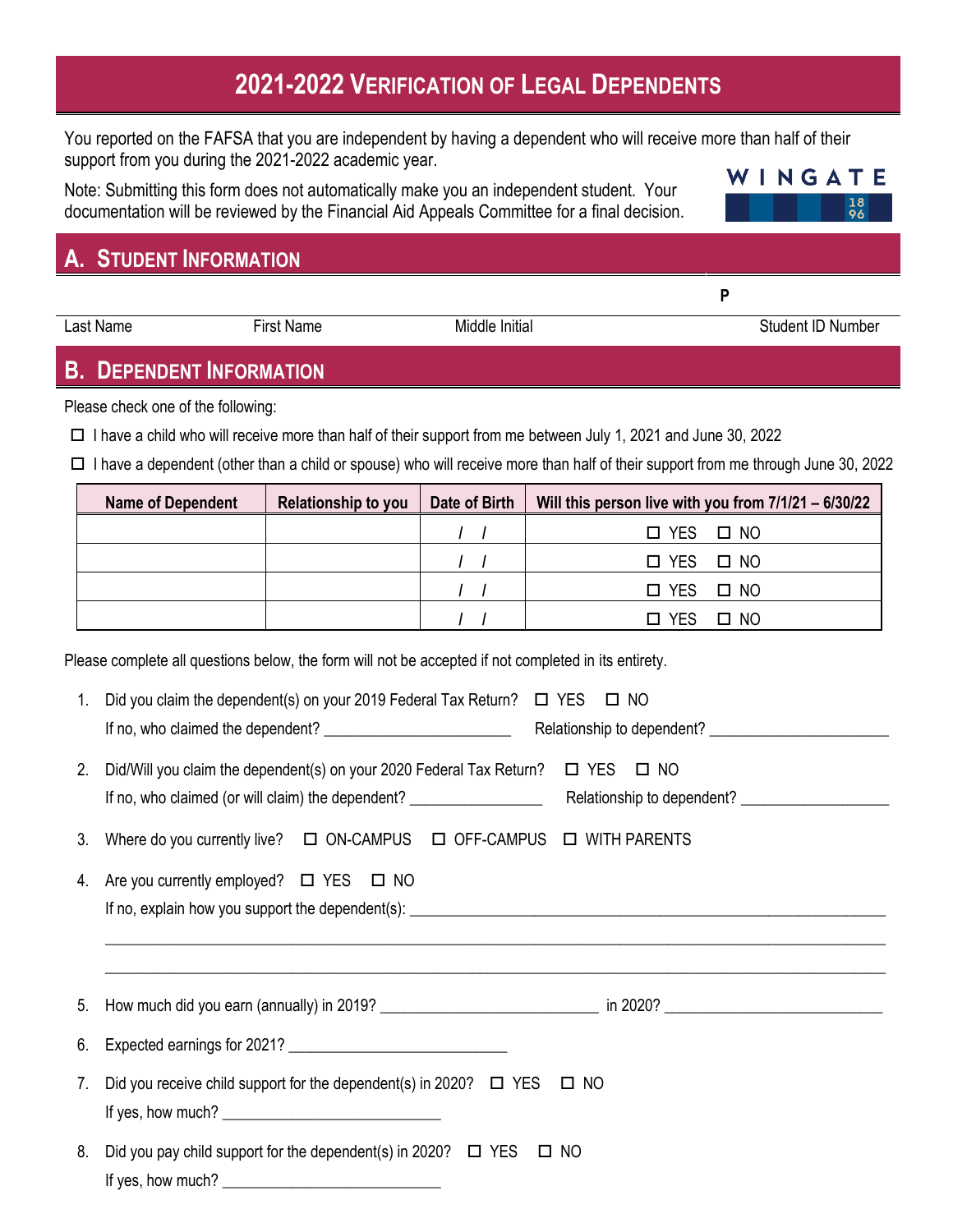# 2021-2022 Verification of Legal Dependents

You reported on the FAFSA that you are independent by having a dependent who will receive more than half of their support from you during the 2021-2022 academic year.

Note: Submitting this form does not automatically make you an independent student. Your documentation will be reviewed by the Financial Aid Appeals Committee for a final decision.

WINGATE 1896

## A. Student Information

| Last Name | First Name | Middle Initial | Student ID Number |
|---|---|---|---|
| | | | P |

## B. Dependent Information

Please check one of the following:

☐ I have a child who will receive more than half of their support from me between July 1, 2021 and June 30, 2022

☐ I have a dependent (other than a child or spouse) who will receive more than half of their support from me through June 30, 2022

| Name of Dependent | Relationship to you | Date of Birth | Will this person live with you from 7/1/21 – 6/30/22 |
|---|---|---|---|
| | | / / | ☐ YES ☐ NO |
| | | / / | ☐ YES ☐ NO |
| | | / / | ☐ YES ☐ NO |
| | | / / | ☐ YES ☐ NO |

Please complete all questions below, the form will not be accepted if not completed in its entirety.

1. Did you claim the dependent(s) on your 2019 Federal Tax Return? ☐ YES ☐ NO
   If no, who claimed the dependent? ______________________ Relationship to dependent? ______________________
2. Did/Will you claim the dependent(s) on your 2020 Federal Tax Return? ☐ YES ☐ NO
   If no, who claimed (or will claim) the dependent? ________________ Relationship to dependent? ________________
3. Where do you currently live? ☐ ON-CAMPUS ☐ OFF-CAMPUS ☐ WITH PARENTS
4. Are you currently employed? ☐ YES ☐ NO
   If no, explain how you support the dependent(s): ____________________________________________________
   ______________________________________________________________________________________
   ______________________________________________________________________________________
5. How much did you earn (annually) in 2019? ___________________________ in 2020? ___________________________
6. Expected earnings for 2021? ___________________________
7. Did you receive child support for the dependent(s) in 2020? ☐ YES ☐ NO
   If yes, how much? ___________________________
8. Did you pay child support for the dependent(s) in 2020? ☐ YES ☐ NO
   If yes, how much? ___________________________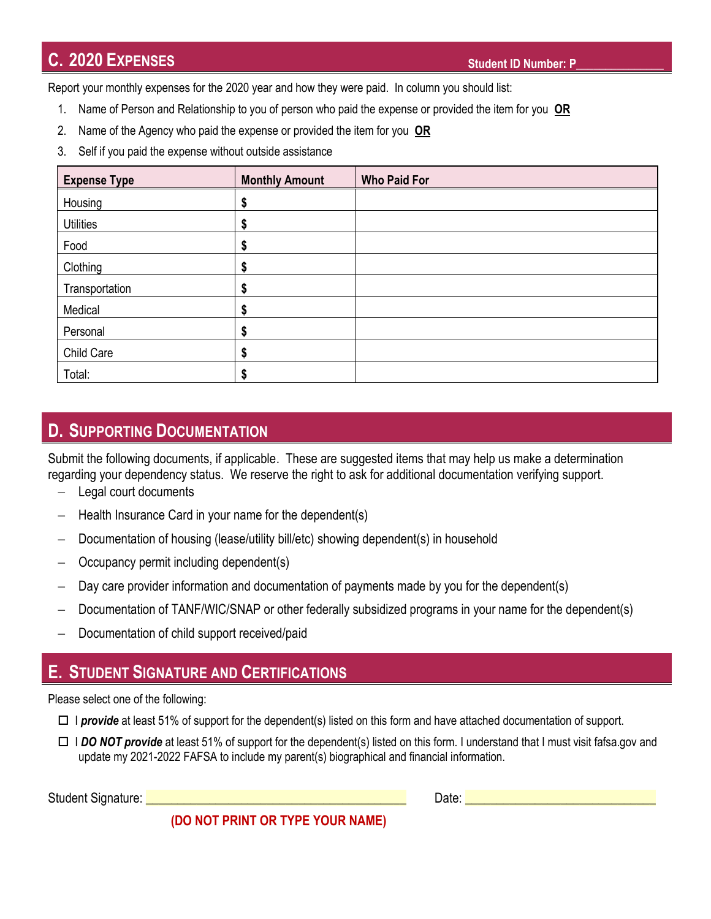## C. 2020 Expenses

**Student ID Number: P\_\_\_\_\_\_\_\_\_\_\_\_\_\_**

Report your monthly expenses for the 2020 year and how they were paid. In column you should list:

1. Name of Person and Relationship to you of person who paid the expense or provided the item for you **OR**
2. Name of the Agency who paid the expense or provided the item for you **OR**
3. Self if you paid the expense without outside assistance

| Expense Type | Monthly Amount | Who Paid For |
|---|---|---|
| Housing | $ | |
| Utilities | $ | |
| Food | $ | |
| Clothing | $ | |
| Transportation | $ | |
| Medical | $ | |
| Personal | $ | |
| Child Care | $ | |
| Total: | $ | |

## D. Supporting Documentation

Submit the following documents, if applicable. These are suggested items that may help us make a determination regarding your dependency status. We reserve the right to ask for additional documentation verifying support.

- Legal court documents
- Health Insurance Card in your name for the dependent(s)
- Documentation of housing (lease/utility bill/etc) showing dependent(s) in household
- Occupancy permit including dependent(s)
- Day care provider information and documentation of payments made by you for the dependent(s)
- Documentation of TANF/WIC/SNAP or other federally subsidized programs in your name for the dependent(s)
- Documentation of child support received/paid

## E. Student Signature and Certifications

Please select one of the following:

- ☐ I ***provide*** at least 51% of support for the dependent(s) listed on this form and have attached documentation of support.
- ☐ I ***DO NOT provide*** at least 51% of support for the dependent(s) listed on this form. I understand that I must visit fafsa.gov and update my 2021-2022 FAFSA to include my parent(s) biographical and financial information.

Student Signature: \_\_\_\_\_\_\_\_\_\_\_\_\_\_\_\_\_\_\_\_\_\_\_\_\_\_\_\_\_\_\_\_\_\_\_\_\_\_ Date: \_\_\_\_\_\_\_\_\_\_\_\_\_\_\_\_\_\_\_\_\_\_\_\_\_\_\_\_

**(DO NOT PRINT OR TYPE YOUR NAME)**